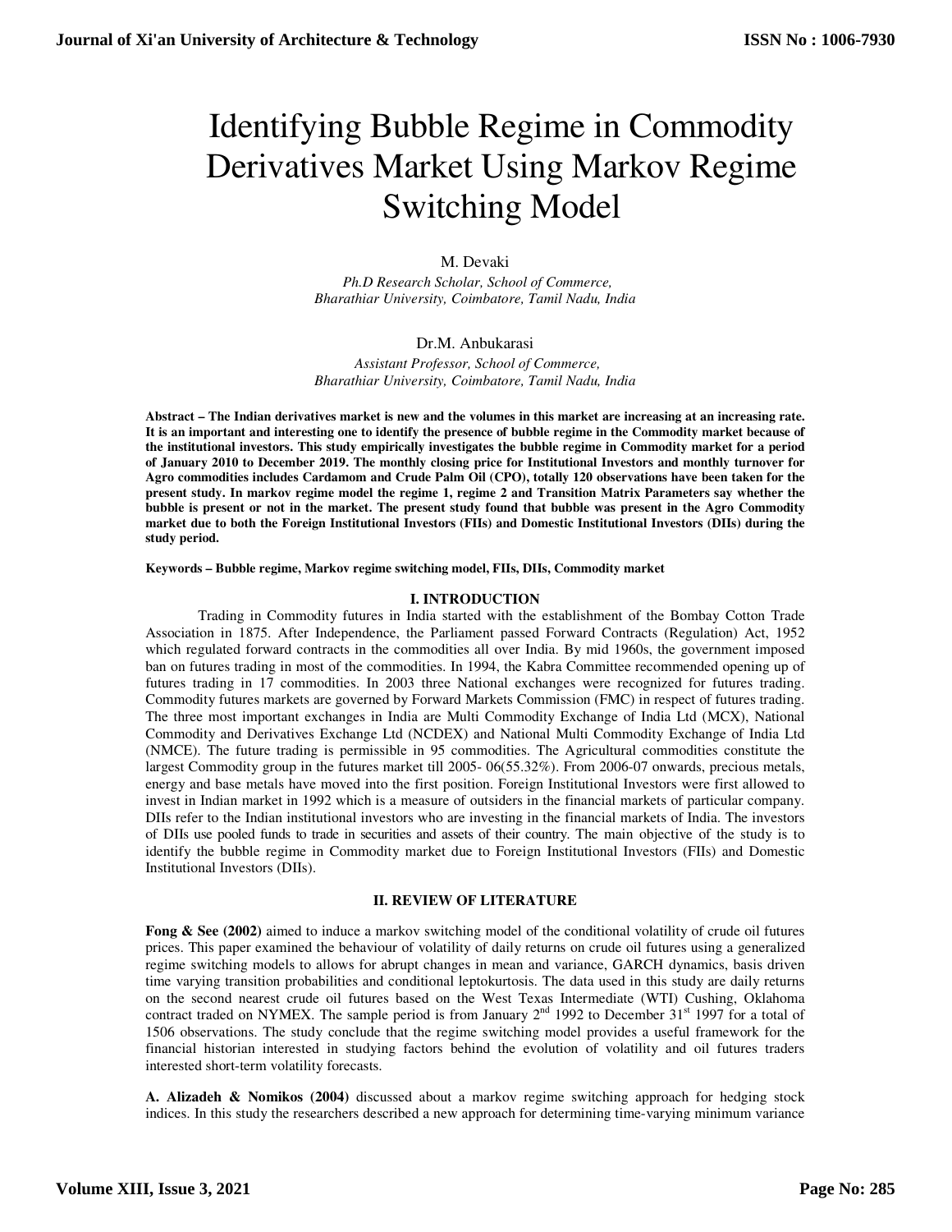# Identifying Bubble Regime in Commodity Derivatives Market Using Markov Regime Switching Model

M. Devaki

*Ph.D Research Scholar, School of Commerce, Bharathiar University, Coimbatore, Tamil Nadu, India*

Dr.M. Anbukarasi

*Assistant Professor, School of Commerce, Bharathiar University, Coimbatore, Tamil Nadu, India*

**Abstract – The Indian derivatives market is new and the volumes in this market are increasing at an increasing rate. It is an important and interesting one to identify the presence of bubble regime in the Commodity market because of the institutional investors. This study empirically investigates the bubble regime in Commodity market for a period of January 2010 to December 2019. The monthly closing price for Institutional Investors and monthly turnover for Agro commodities includes Cardamom and Crude Palm Oil (CPO), totally 120 observations have been taken for the present study. In markov regime model the regime 1, regime 2 and Transition Matrix Parameters say whether the bubble is present or not in the market. The present study found that bubble was present in the Agro Commodity market due to both the Foreign Institutional Investors (FIIs) and Domestic Institutional Investors (DIIs) during the study period.**

**Keywords – Bubble regime, Markov regime switching model, FIIs, DIIs, Commodity market**

## I. INTRODUCTION

Trading in Commodity futures in India started with the establishment of the Bombay Cotton Trade Association in 1875. After Independence, the Parliament passed Forward Contracts (Regulation) Act, 1952 which regulated forward contracts in the commodities all over India. By mid 1960s, the government imposed ban on futures trading in most of the commodities. In 1994, the Kabra Committee recommended opening up of futures trading in 17 commodities. In 2003 three National exchanges were recognized for futures trading. Commodity futures markets are governed by Forward Markets Commission (FMC) in respect of futures trading. The three most important exchanges in India are Multi Commodity Exchange of India Ltd (MCX), National Commodity and Derivatives Exchange Ltd (NCDEX) and National Multi Commodity Exchange of India Ltd (NMCE). The future trading is permissible in 95 commodities. The Agricultural commodities constitute the largest Commodity group in the futures market till 2005- 06(55.32%). From 2006-07 onwards, precious metals, energy and base metals have moved into the first position. Foreign Institutional Investors were first allowed to invest in Indian market in 1992 which is a measure of outsiders in the financial markets of particular company. DIIs refer to the Indian institutional investors who are investing in the financial markets of India. The investors of DIIs use pooled funds to trade in securities and assets of their country. The main objective of the study is to identify the bubble regime in Commodity market due to Foreign Institutional Investors (FIIs) and Domestic Institutional Investors (DIIs).

## II. REVIEW OF LITERATURE

**Fong & See (2002)** aimed to induce a markov switching model of the conditional volatility of crude oil futures prices. This paper examined the behaviour of volatility of daily returns on crude oil futures using a generalized regime switching models to allows for abrupt changes in mean and variance, GARCH dynamics, basis driven time varying transition probabilities and conditional leptokurtosis. The data used in this study are daily returns on the second nearest crude oil futures based on the West Texas Intermediate (WTI) Cushing, Oklahoma contract traded on NYMEX. The sample period is from January 2nd 1992 to December 31st 1997 for a total of 1506 observations. The study conclude that the regime switching model provides a useful framework for the financial historian interested in studying factors behind the evolution of volatility and oil futures traders interested short-term volatility forecasts.

**A. Alizadeh & Nomikos (2004)** discussed about a markov regime switching approach for hedging stock indices. In this study the researchers described a new approach for determining time-varying minimum variance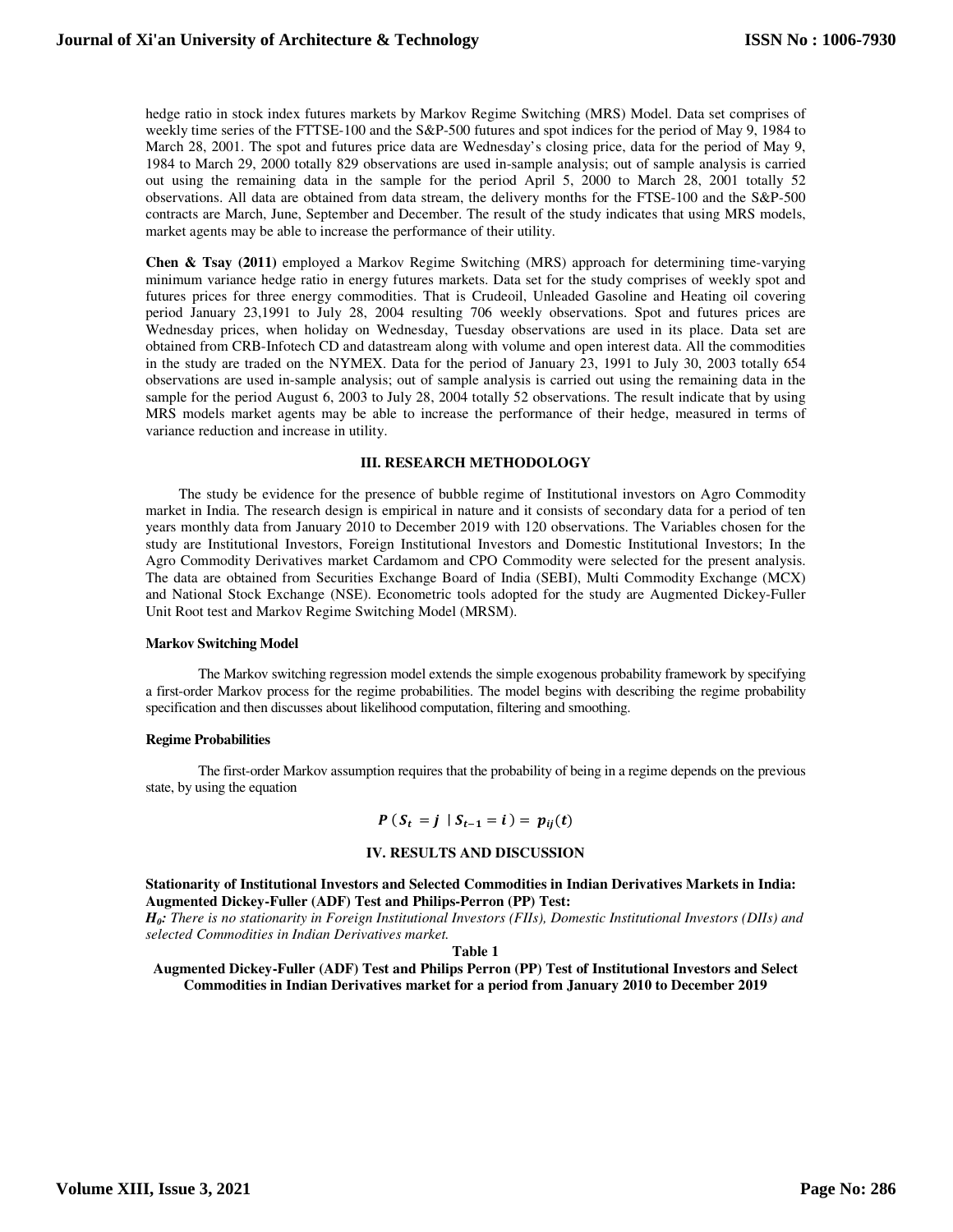hedge ratio in stock index futures markets by Markov Regime Switching (MRS) Model. Data set comprises of weekly time series of the FTTSE-100 and the S&P-500 futures and spot indices for the period of May 9, 1984 to March 28, 2001. The spot and futures price data are Wednesday's closing price, data for the period of May 9, 1984 to March 29, 2000 totally 829 observations are used in-sample analysis; out of sample analysis is carried out using the remaining data in the sample for the period April 5, 2000 to March 28, 2001 totally 52 observations. All data are obtained from data stream, the delivery months for the FTSE-100 and the S&P-500 contracts are March, June, September and December. The result of the study indicates that using MRS models, market agents may be able to increase the performance of their utility.

**Chen & Tsay (2011)** employed a Markov Regime Switching (MRS) approach for determining time-varying minimum variance hedge ratio in energy futures markets. Data set for the study comprises of weekly spot and futures prices for three energy commodities. That is Crudeoil, Unleaded Gasoline and Heating oil covering period January 23,1991 to July 28, 2004 resulting 706 weekly observations. Spot and futures prices are Wednesday prices, when holiday on Wednesday, Tuesday observations are used in its place. Data set are obtained from CRB-Infotech CD and datastream along with volume and open interest data. All the commodities in the study are traded on the NYMEX. Data for the period of January 23, 1991 to July 30, 2003 totally 654 observations are used in-sample analysis; out of sample analysis is carried out using the remaining data in the sample for the period August 6, 2003 to July 28, 2004 totally 52 observations. The result indicate that by using MRS models market agents may be able to increase the performance of their hedge, measured in terms of variance reduction and increase in utility.

## III. RESEARCH METHODOLOGY

The study be evidence for the presence of bubble regime of Institutional investors on Agro Commodity market in India. The research design is empirical in nature and it consists of secondary data for a period of ten years monthly data from January 2010 to December 2019 with 120 observations. The Variables chosen for the study are Institutional Investors, Foreign Institutional Investors and Domestic Institutional Investors; In the Agro Commodity Derivatives market Cardamom and CPO Commodity were selected for the present analysis. The data are obtained from Securities Exchange Board of India (SEBI), Multi Commodity Exchange (MCX) and National Stock Exchange (NSE). Econometric tools adopted for the study are Augmented Dickey-Fuller Unit Root test and Markov Regime Switching Model (MRSM).

### Markov Switching Model

The Markov switching regression model extends the simple exogenous probability framework by specifying a first-order Markov process for the regime probabilities. The model begins with describing the regime probability specification and then discusses about likelihood computation, filtering and smoothing.

### Regime Probabilities

The first-order Markov assumption requires that the probability of being in a regime depends on the previous state, by using the equation

$$P\,(S_t = j \mid S_{t-1} = i) = p_{ij}(t)$$

## IV. RESULTS AND DISCUSSION

**Stationarity of Institutional Investors and Selected Commodities in Indian Derivatives Markets in India: Augmented Dickey-Fuller (ADF) Test and Philips-Perron (PP) Test:**

***H₀:** There is no stationarity in Foreign Institutional Investors (FIIs), Domestic Institutional Investors (DIIs) and selected Commodities in Indian Derivatives market.*

**Table 1**

**Augmented Dickey-Fuller (ADF) Test and Philips Perron (PP) Test of Institutional Investors and Select Commodities in Indian Derivatives market for a period from January 2010 to December 2019**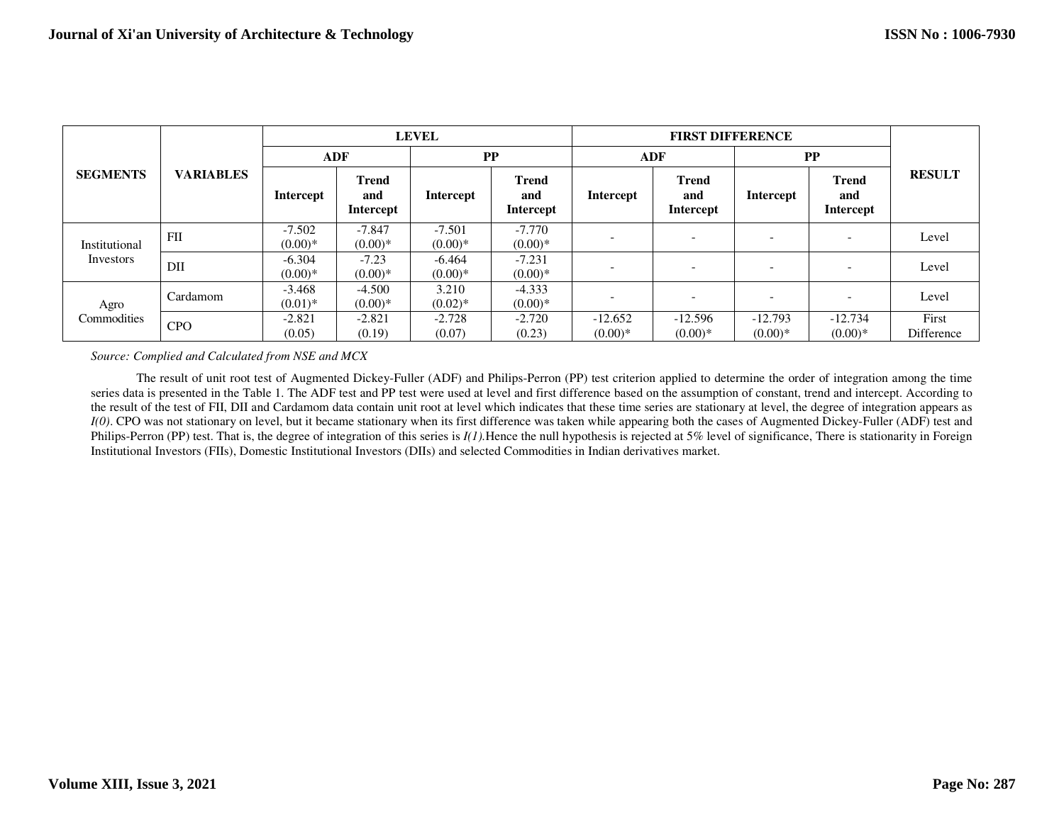| SEGMENTS | VARIABLES | LEVEL | | | | FIRST DIFFERENCE | | | | RESULT |
|---|---|---|---|---|---|---|---|---|---|---|
| | | ADF | | PP | | ADF | | PP | | |
| | | Intercept | Trend and Intercept | Intercept | Trend and Intercept | Intercept | Trend and Intercept | Intercept | Trend and Intercept | |
| Institutional Investors | FII | -7.502 (0.00)* | -7.847 (0.00)* | -7.501 (0.00)* | -7.770 (0.00)* | - | - | - | - | Level |
| | DII | -6.304 (0.00)* | -7.23 (0.00)* | -6.464 (0.00)* | -7.231 (0.00)* | - | - | - | - | Level |
| Agro Commodities | Cardamom | -3.468 (0.01)* | -4.500 (0.00)* | 3.210 (0.02)* | -4.333 (0.00)* | - | - | - | - | Level |
| | CPO | -2.821 (0.05) | -2.821 (0.19) | -2.728 (0.07) | -2.720 (0.23) | -12.652 (0.00)* | -12.596 (0.00)* | -12.793 (0.00)* | -12.734 (0.00)* | First Difference |

*Source: Complied and Calculated from NSE and MCX*

The result of unit root test of Augmented Dickey-Fuller (ADF) and Philips-Perron (PP) test criterion applied to determine the order of integration among the time series data is presented in the Table 1. The ADF test and PP test were used at level and first difference based on the assumption of constant, trend and intercept. According to the result of the test of FII, DII and Cardamom data contain unit root at level which indicates that these time series are stationary at level, the degree of integration appears as *I(0)*. CPO was not stationary on level, but it became stationary when its first difference was taken while appearing both the cases of Augmented Dickey-Fuller (ADF) test and Philips-Perron (PP) test. That is, the degree of integration of this series is *I(1)*.Hence the null hypothesis is rejected at 5% level of significance, There is stationarity in Foreign Institutional Investors (FIIs), Domestic Institutional Investors (DIIs) and selected Commodities in Indian derivatives market.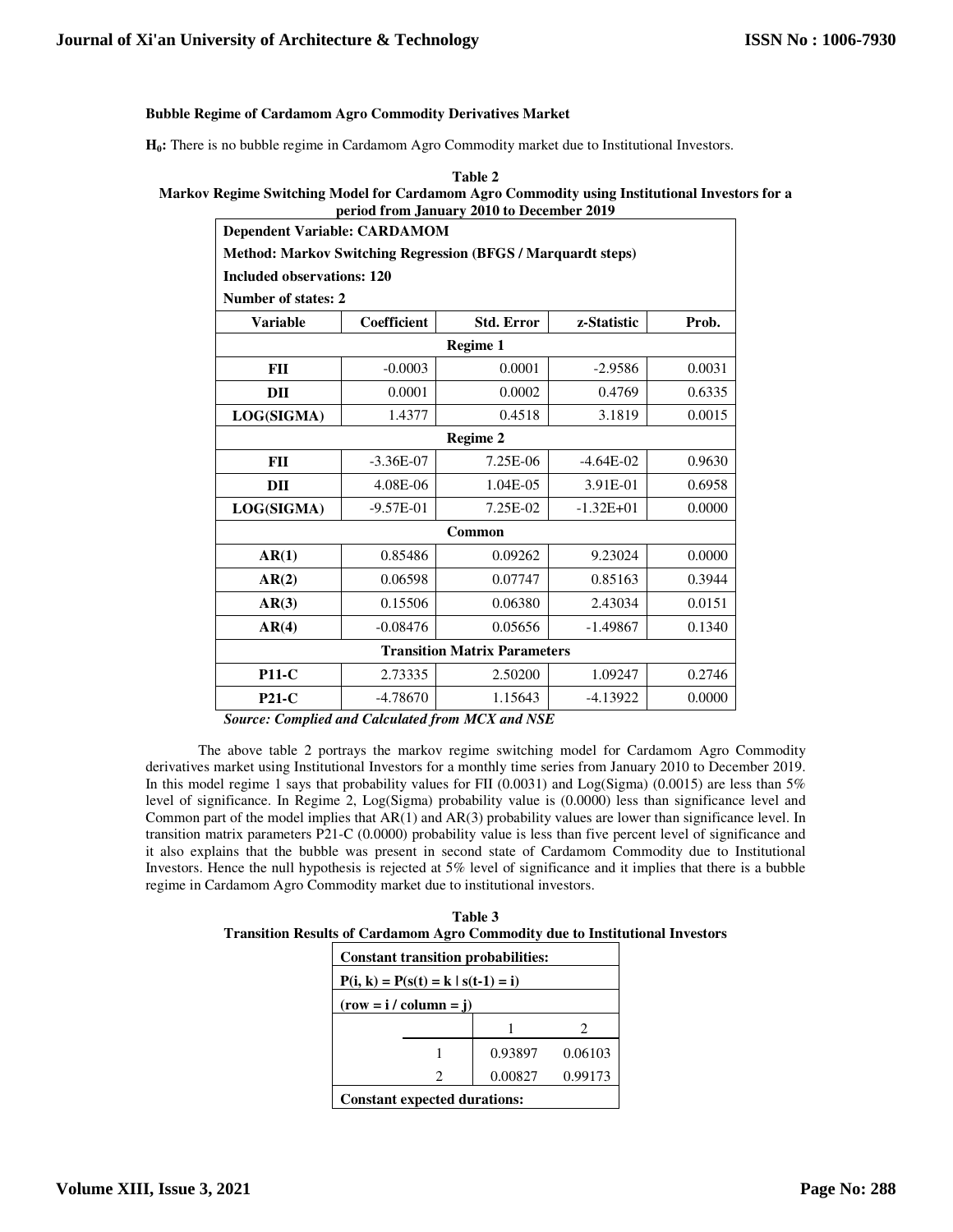### Bubble Regime of Cardamom Agro Commodity Derivatives Market

**$H_0$:** There is no bubble regime in Cardamom Agro Commodity market due to Institutional Investors.

**Table 2**
**Markov Regime Switching Model for Cardamom Agro Commodity using Institutional Investors for a period from January 2010 to December 2019**

| Dependent Variable: CARDAMOM | | | | |
|---|---|---|---|---|
| Method: Markov Switching Regression (BFGS / Marquardt steps) | | | | |
| Included observations: 120 | | | | |
| Number of states: 2 | | | | |
| **Variable** | **Coefficient** | **Std. Error** | **z-Statistic** | **Prob.** |
| **Regime 1** | | | | |
| **FII** | -0.0003 | 0.0001 | -2.9586 | 0.0031 |
| **DII** | 0.0001 | 0.0002 | 0.4769 | 0.6335 |
| **LOG(SIGMA)** | 1.4377 | 0.4518 | 3.1819 | 0.0015 |
| **Regime 2** | | | | |
| **FII** | -3.36E-07 | 7.25E-06 | -4.64E-02 | 0.9630 |
| **DII** | 4.08E-06 | 1.04E-05 | 3.91E-01 | 0.6958 |
| **LOG(SIGMA)** | -9.57E-01 | 7.25E-02 | -1.32E+01 | 0.0000 |
| **Common** | | | | |
| **AR(1)** | 0.85486 | 0.09262 | 9.23024 | 0.0000 |
| **AR(2)** | 0.06598 | 0.07747 | 0.85163 | 0.3944 |
| **AR(3)** | 0.15506 | 0.06380 | 2.43034 | 0.0151 |
| **AR(4)** | -0.08476 | 0.05656 | -1.49867 | 0.1340 |
| **Transition Matrix Parameters** | | | | |
| **P11-C** | 2.73335 | 2.50200 | 1.09247 | 0.2746 |
| **P21-C** | -4.78670 | 1.15643 | -4.13922 | 0.0000 |

***Source: Complied and Calculated from MCX and NSE***

The above table 2 portrays the markov regime switching model for Cardamom Agro Commodity derivatives market using Institutional Investors for a monthly time series from January 2010 to December 2019. In this model regime 1 says that probability values for FII (0.0031) and Log(Sigma) (0.0015) are less than 5% level of significance. In Regime 2, Log(Sigma) probability value is (0.0000) less than significance level and Common part of the model implies that AR(1) and AR(3) probability values are lower than significance level. In transition matrix parameters P21-C (0.0000) probability value is less than five percent level of significance and it also explains that the bubble was present in second state of Cardamom Commodity due to Institutional Investors. Hence the null hypothesis is rejected at 5% level of significance and it implies that there is a bubble regime in Cardamom Agro Commodity market due to institutional investors.

**Table 3**
**Transition Results of Cardamom Agro Commodity due to Institutional Investors**

| Constant transition probabilities: | | |
|---|---|---|
| P(i, k) = P(s(t) = k \| s(t-1) = i) | | |
| (row = i / column = j) | | |
| | 1 | 2 |
| 1 | 0.93897 | 0.06103 |
| 2 | 0.00827 | 0.99173 |
| **Constant expected durations:** | | |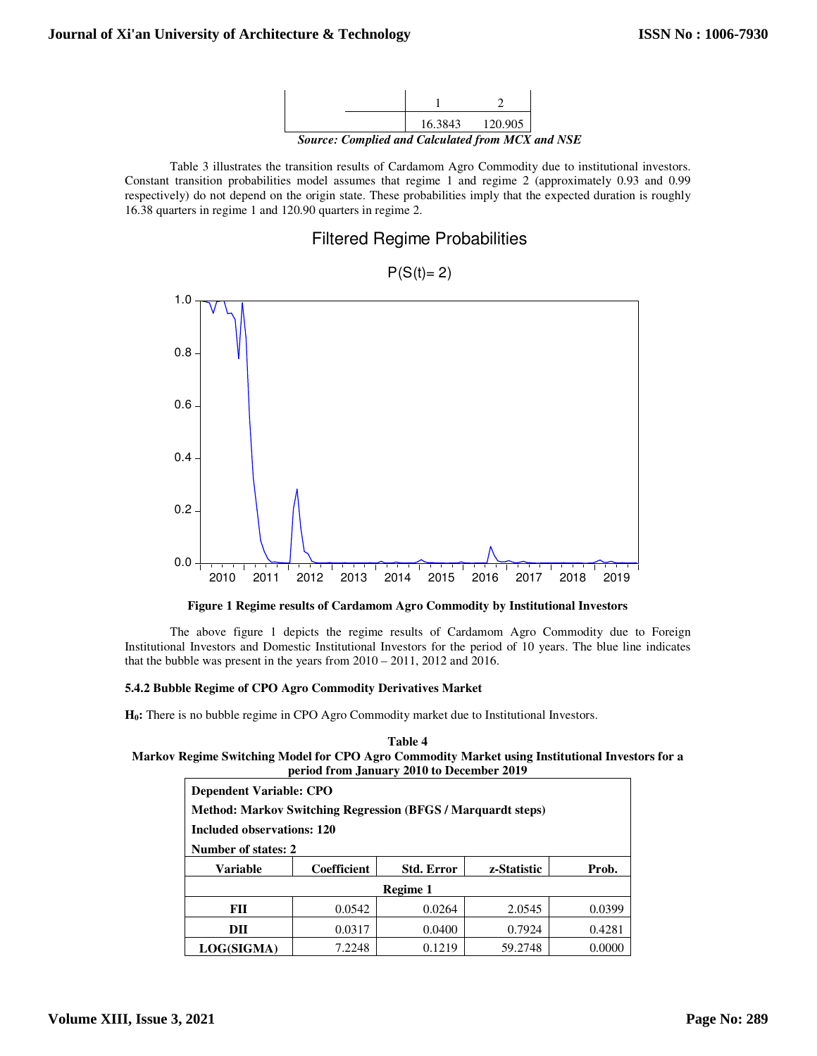| | 1 | 2 |
|---|---|---|
| | 16.3843 | 120.905 |

***Source: Complied and Calculated from MCX and NSE***

Table 3 illustrates the transition results of Cardamom Agro Commodity due to institutional investors. Constant transition probabilities model assumes that regime 1 and regime 2 (approximately 0.93 and 0.99 respectively) do not depend on the origin state. These probabilities imply that the expected duration is roughly 16.38 quarters in regime 1 and 120.90 quarters in regime 2.

**Figure 1 Regime results of Cardamom Agro Commodity by Institutional Investors**

The above figure 1 depicts the regime results of Cardamom Agro Commodity due to Foreign Institutional Investors and Domestic Institutional Investors for the period of 10 years. The blue line indicates that the bubble was present in the years from 2010 – 2011, 2012 and 2016.

#### 5.4.2 Bubble Regime of CPO Agro Commodity Derivatives Market

**$H_0$:** There is no bubble regime in CPO Agro Commodity market due to Institutional Investors.

**Table 4**
**Markov Regime Switching Model for CPO Agro Commodity Market using Institutional Investors for a period from January 2010 to December 2019**

| **Dependent Variable: CPO** | | | | |
|---|---|---|---|---|
| **Method: Markov Switching Regression (BFGS / Marquardt steps)** | | | | |
| **Included observations: 120** | | | | |
| **Number of states: 2** | | | | |
| **Variable** | **Coefficient** | **Std. Error** | **z-Statistic** | **Prob.** |
| **Regime 1** | | | | |
| **FII** | 0.0542 | 0.0264 | 2.0545 | 0.0399 |
| **DII** | 0.0317 | 0.0400 | 0.7924 | 0.4281 |
| **LOG(SIGMA)** | 7.2248 | 0.1219 | 59.2748 | 0.0000 |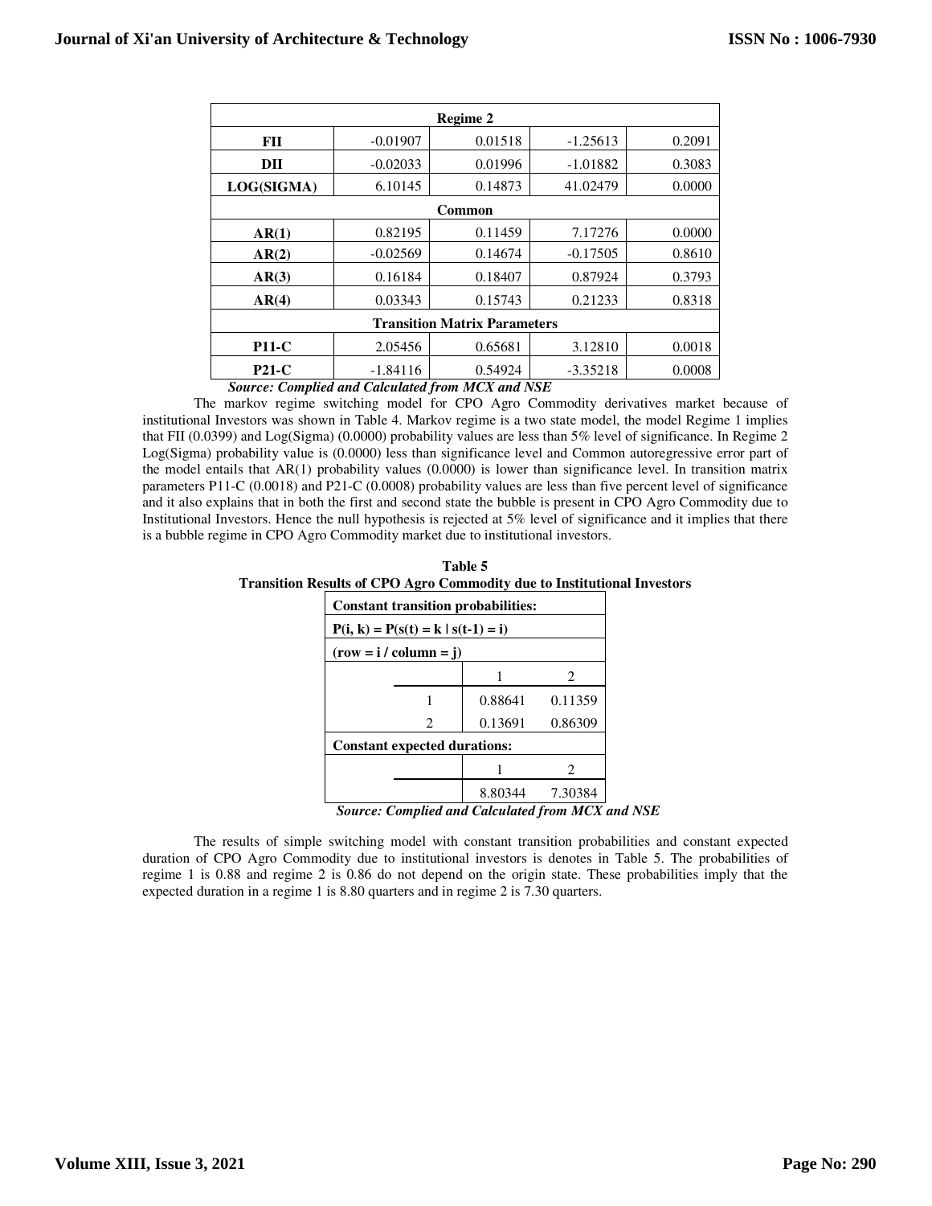| Regime 2 | | | | |
|---|---|---|---|---|
| **FII** | -0.01907 | 0.01518 | -1.25613 | 0.2091 |
| **DII** | -0.02033 | 0.01996 | -1.01882 | 0.3083 |
| **LOG(SIGMA)** | 6.10145 | 0.14873 | 41.02479 | 0.0000 |
| **Common** | | | | |
| **AR(1)** | 0.82195 | 0.11459 | 7.17276 | 0.0000 |
| **AR(2)** | -0.02569 | 0.14674 | -0.17505 | 0.8610 |
| **AR(3)** | 0.16184 | 0.18407 | 0.87924 | 0.3793 |
| **AR(4)** | 0.03343 | 0.15743 | 0.21233 | 0.8318 |
| **Transition Matrix Parameters** | | | | |
| **P11-C** | 2.05456 | 0.65681 | 3.12810 | 0.0018 |
| **P21-C** | -1.84116 | 0.54924 | -3.35218 | 0.0008 |

***Source: Complied and Calculated from MCX and NSE***

The markov regime switching model for CPO Agro Commodity derivatives market because of institutional Investors was shown in Table 4. Markov regime is a two state model, the model Regime 1 implies that FII (0.0399) and Log(Sigma) (0.0000) probability values are less than 5% level of significance. In Regime 2 Log(Sigma) probability value is (0.0000) less than significance level and Common autoregressive error part of the model entails that AR(1) probability values (0.0000) is lower than significance level. In transition matrix parameters P11-C (0.0018) and P21-C (0.0008) probability values are less than five percent level of significance and it also explains that in both the first and second state the bubble is present in CPO Agro Commodity due to Institutional Investors. Hence the null hypothesis is rejected at 5% level of significance and it implies that there is a bubble regime in CPO Agro Commodity market due to institutional investors.

**Table 5**
**Transition Results of CPO Agro Commodity due to Institutional Investors**

| **Constant transition probabilities:** | | |
|---|---|---|
| **P(i, k) = P(s(t) = k \| s(t-1) = i)** | | |
| **(row = i / column = j)** | | |
| | 1 | 2 |
| 1 | 0.88641 | 0.11359 |
| 2 | 0.13691 | 0.86309 |
| **Constant expected durations:** | | |
| | 1 | 2 |
| | 8.80344 | 7.30384 |

***Source: Complied and Calculated from MCX and NSE***

The results of simple switching model with constant transition probabilities and constant expected duration of CPO Agro Commodity due to institutional investors is denotes in Table 5. The probabilities of regime 1 is 0.88 and regime 2 is 0.86 do not depend on the origin state. These probabilities imply that the expected duration in a regime 1 is 8.80 quarters and in regime 2 is 7.30 quarters.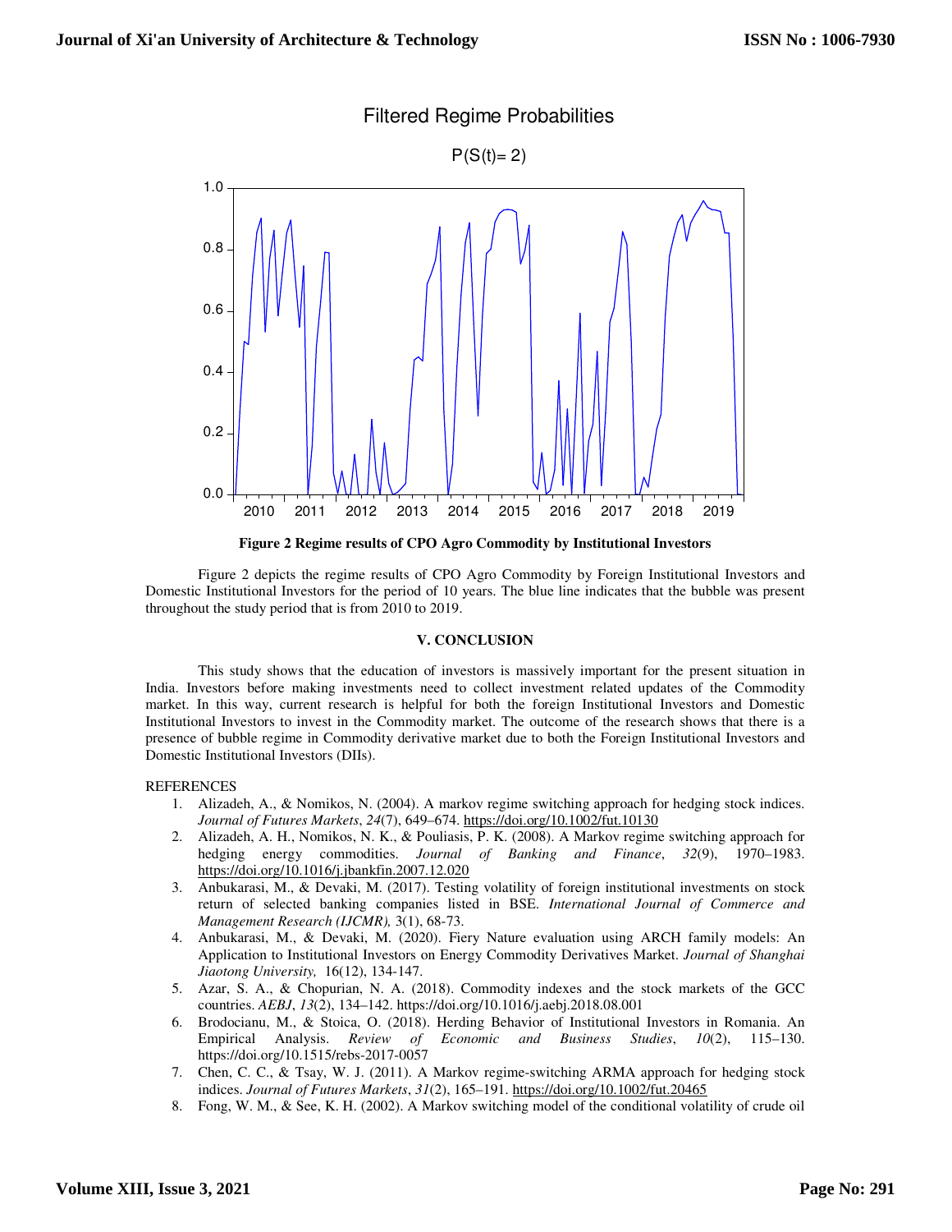Filtered Regime Probabilities

P(S(t)= 2)

**Figure 2 Regime results of CPO Agro Commodity by Institutional Investors**

Figure 2 depicts the regime results of CPO Agro Commodity by Foreign Institutional Investors and Domestic Institutional Investors for the period of 10 years. The blue line indicates that the bubble was present throughout the study period that is from 2010 to 2019.

## V. CONCLUSION

This study shows that the education of investors is massively important for the present situation in India. Investors before making investments need to collect investment related updates of the Commodity market. In this way, current research is helpful for both the foreign Institutional Investors and Domestic Institutional Investors to invest in the Commodity market. The outcome of the research shows that there is a presence of bubble regime in Commodity derivative market due to both the Foreign Institutional Investors and Domestic Institutional Investors (DIIs).

REFERENCES

1. Alizadeh, A., & Nomikos, N. (2004). A markov regime switching approach for hedging stock indices. *Journal of Futures Markets*, *24*(7), 649–674. https://doi.org/10.1002/fut.10130
2. Alizadeh, A. H., Nomikos, N. K., & Pouliasis, P. K. (2008). A Markov regime switching approach for hedging energy commodities. *Journal of Banking and Finance*, *32*(9), 1970–1983. https://doi.org/10.1016/j.jbankfin.2007.12.020
3. Anbukarasi, M., & Devaki, M. (2017). Testing volatility of foreign institutional investments on stock return of selected banking companies listed in BSE. *International Journal of Commerce and Management Research (IJCMR),* 3(1), 68-73.
4. Anbukarasi, M., & Devaki, M. (2020). Fiery Nature evaluation using ARCH family models: An Application to Institutional Investors on Energy Commodity Derivatives Market. *Journal of Shanghai Jiaotong University,* 16(12), 134-147.
5. Azar, S. A., & Chopurian, N. A. (2018). Commodity indexes and the stock markets of the GCC countries. *AEBJ*, *13*(2), 134–142. https://doi.org/10.1016/j.aebj.2018.08.001
6. Brodocianu, M., & Stoica, O. (2018). Herding Behavior of Institutional Investors in Romania. An Empirical Analysis. *Review of Economic and Business Studies*, *10*(2), 115–130. https://doi.org/10.1515/rebs-2017-0057
7. Chen, C. C., & Tsay, W. J. (2011). A Markov regime-switching ARMA approach for hedging stock indices. *Journal of Futures Markets*, *31*(2), 165–191. https://doi.org/10.1002/fut.20465
8. Fong, W. M., & See, K. H. (2002). A Markov switching model of the conditional volatility of crude oil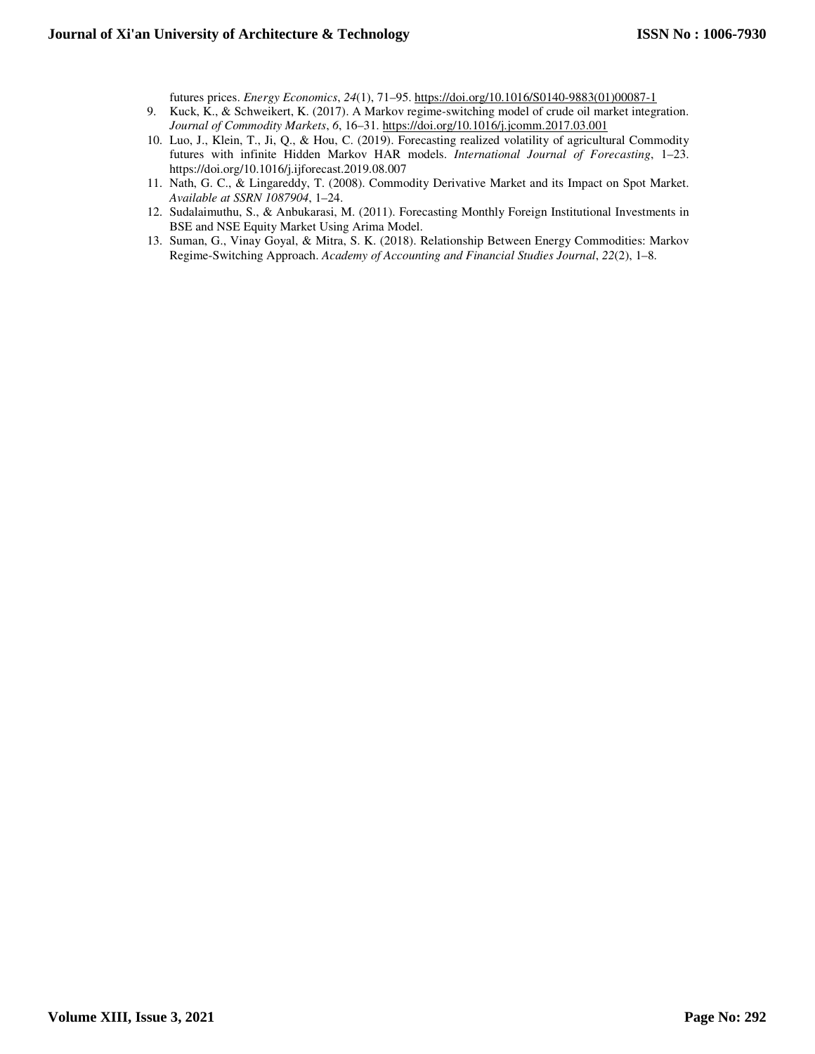futures prices. *Energy Economics*, *24*(1), 71–95. https://doi.org/10.1016/S0140-9883(01)00087-1

9. Kuck, K., & Schweikert, K. (2017). A Markov regime-switching model of crude oil market integration. *Journal of Commodity Markets*, *6*, 16–31. https://doi.org/10.1016/j.jcomm.2017.03.001
10. Luo, J., Klein, T., Ji, Q., & Hou, C. (2019). Forecasting realized volatility of agricultural Commodity futures with infinite Hidden Markov HAR models. *International Journal of Forecasting*, 1–23. https://doi.org/10.1016/j.ijforecast.2019.08.007
11. Nath, G. C., & Lingareddy, T. (2008). Commodity Derivative Market and its Impact on Spot Market. *Available at SSRN 1087904*, 1–24.
12. Sudalaimuthu, S., & Anbukarasi, M. (2011). Forecasting Monthly Foreign Institutional Investments in BSE and NSE Equity Market Using Arima Model.
13. Suman, G., Vinay Goyal, & Mitra, S. K. (2018). Relationship Between Energy Commodities: Markov Regime-Switching Approach. *Academy of Accounting and Financial Studies Journal*, *22*(2), 1–8.